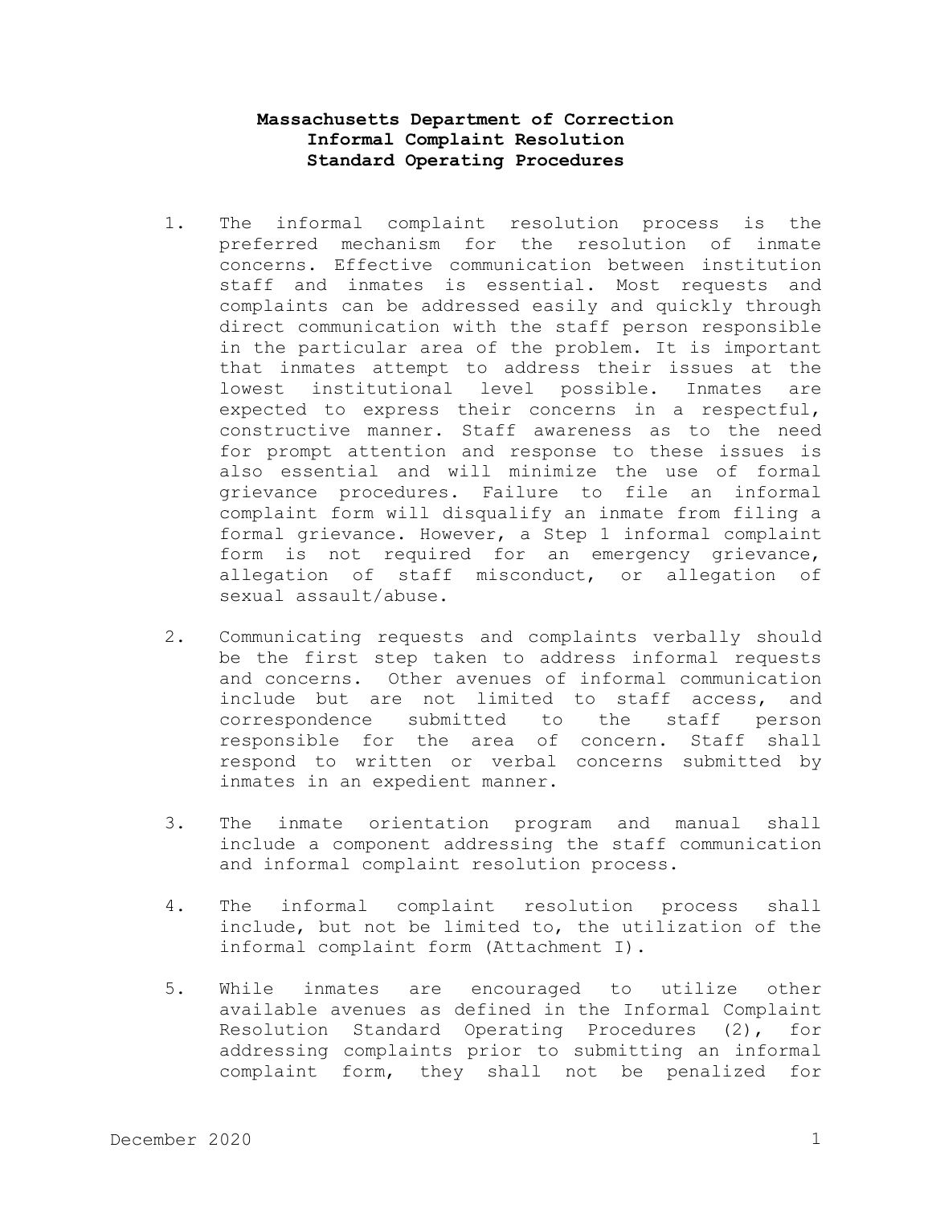# Massachusetts Department of Correction
## Informal Complaint Resolution
## Standard Operating Procedures

1. The informal complaint resolution process is the preferred mechanism for the resolution of inmate concerns. Effective communication between institution staff and inmates is essential. Most requests and complaints can be addressed easily and quickly through direct communication with the staff person responsible in the particular area of the problem. It is important that inmates attempt to address their issues at the lowest institutional level possible. Inmates are expected to express their concerns in a respectful, constructive manner. Staff awareness as to the need for prompt attention and response to these issues is also essential and will minimize the use of formal grievance procedures. Failure to file an informal complaint form will disqualify an inmate from filing a formal grievance. However, a Step 1 informal complaint form is not required for an emergency grievance, allegation of staff misconduct, or allegation of sexual assault/abuse.

2. Communicating requests and complaints verbally should be the first step taken to address informal requests and concerns. Other avenues of informal communication include but are not limited to staff access, and correspondence submitted to the staff person responsible for the area of concern. Staff shall respond to written or verbal concerns submitted by inmates in an expedient manner.

3. The inmate orientation program and manual shall include a component addressing the staff communication and informal complaint resolution process.

4. The informal complaint resolution process shall include, but not be limited to, the utilization of the informal complaint form (Attachment I).

5. While inmates are encouraged to utilize other available avenues as defined in the Informal Complaint Resolution Standard Operating Procedures (2), for addressing complaints prior to submitting an informal complaint form, they shall not be penalized for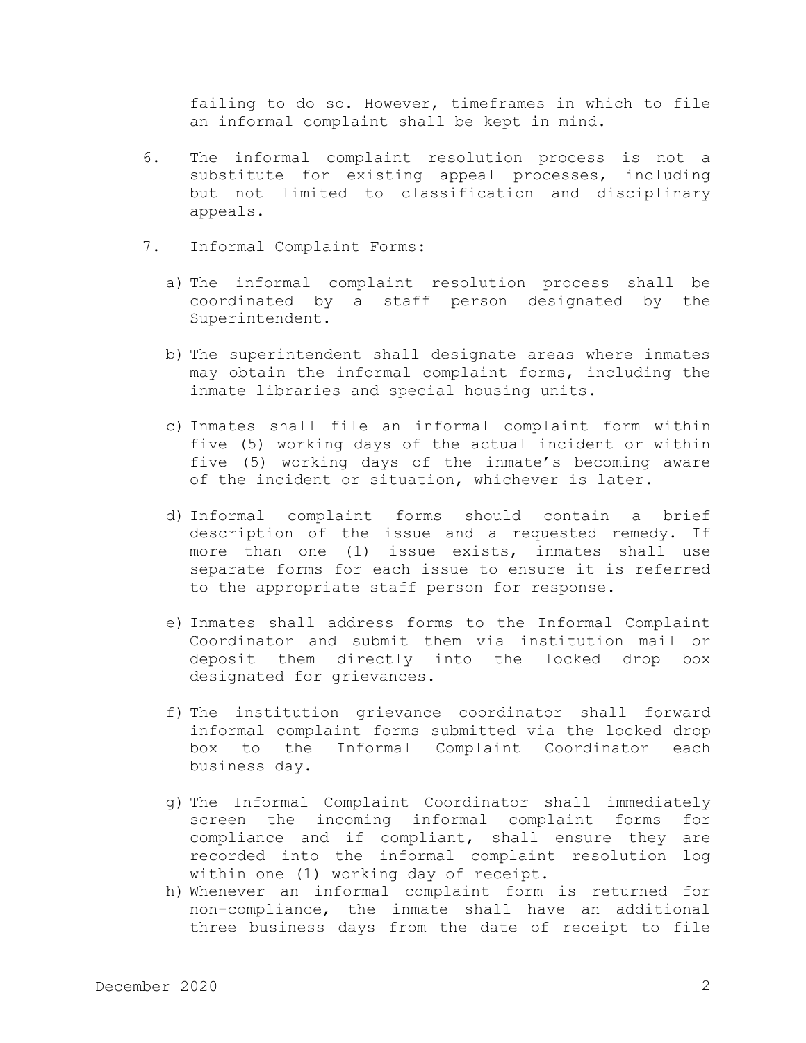failing to do so. However, timeframes in which to file an informal complaint shall be kept in mind.

6. The informal complaint resolution process is not a substitute for existing appeal processes, including but not limited to classification and disciplinary appeals.

7. Informal Complaint Forms:

   a) The informal complaint resolution process shall be coordinated by a staff person designated by the Superintendent.

   b) The superintendent shall designate areas where inmates may obtain the informal complaint forms, including the inmate libraries and special housing units.

   c) Inmates shall file an informal complaint form within five (5) working days of the actual incident or within five (5) working days of the inmate's becoming aware of the incident or situation, whichever is later.

   d) Informal complaint forms should contain a brief description of the issue and a requested remedy. If more than one (1) issue exists, inmates shall use separate forms for each issue to ensure it is referred to the appropriate staff person for response.

   e) Inmates shall address forms to the Informal Complaint Coordinator and submit them via institution mail or deposit them directly into the locked drop box designated for grievances.

   f) The institution grievance coordinator shall forward informal complaint forms submitted via the locked drop box to the Informal Complaint Coordinator each business day.

   g) The Informal Complaint Coordinator shall immediately screen the incoming informal complaint forms for compliance and if compliant, shall ensure they are recorded into the informal complaint resolution log within one (1) working day of receipt.

   h) Whenever an informal complaint form is returned for non-compliance, the inmate shall have an additional three business days from the date of receipt to file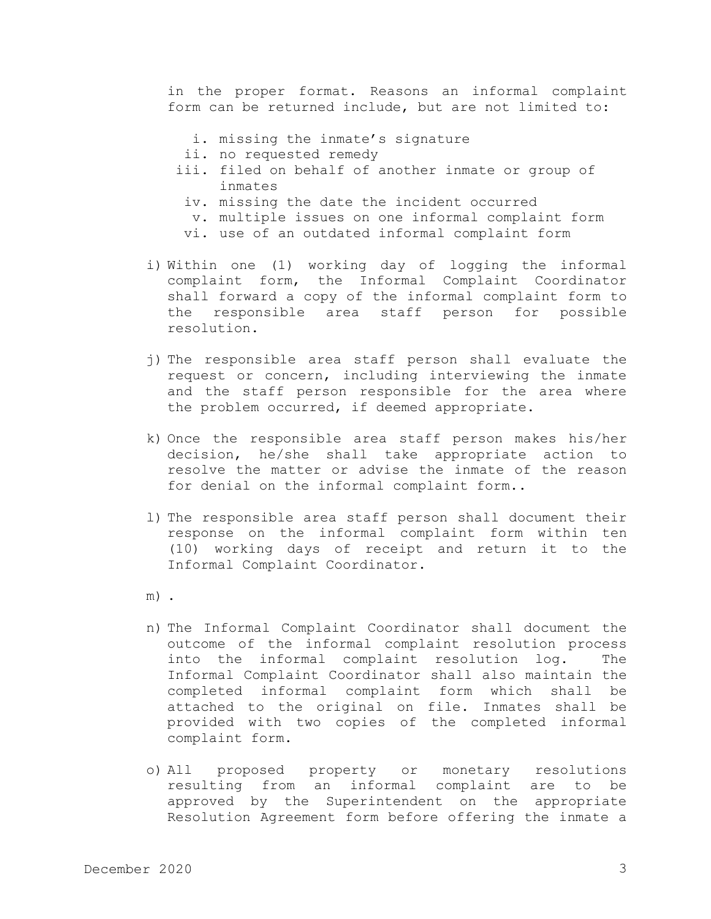in the proper format. Reasons an informal complaint form can be returned include, but are not limited to:

   i. missing the inmate's signature
   ii. no requested remedy
   iii. filed on behalf of another inmate or group of inmates
   iv. missing the date the incident occurred
   v. multiple issues on one informal complaint form
   vi. use of an outdated informal complaint form

i) Within one (1) working day of logging the informal complaint form, the Informal Complaint Coordinator shall forward a copy of the informal complaint form to the responsible area staff person for possible resolution.

j) The responsible area staff person shall evaluate the request or concern, including interviewing the inmate and the staff person responsible for the area where the problem occurred, if deemed appropriate.

k) Once the responsible area staff person makes his/her decision, he/she shall take appropriate action to resolve the matter or advise the inmate of the reason for denial on the informal complaint form..

l) The responsible area staff person shall document their response on the informal complaint form within ten (10) working days of receipt and return it to the Informal Complaint Coordinator.

m) .

n) The Informal Complaint Coordinator shall document the outcome of the informal complaint resolution process into the informal complaint resolution log. The Informal Complaint Coordinator shall also maintain the completed informal complaint form which shall be attached to the original on file. Inmates shall be provided with two copies of the completed informal complaint form.

o) All proposed property or monetary resolutions resulting from an informal complaint are to be approved by the Superintendent on the appropriate Resolution Agreement form before offering the inmate a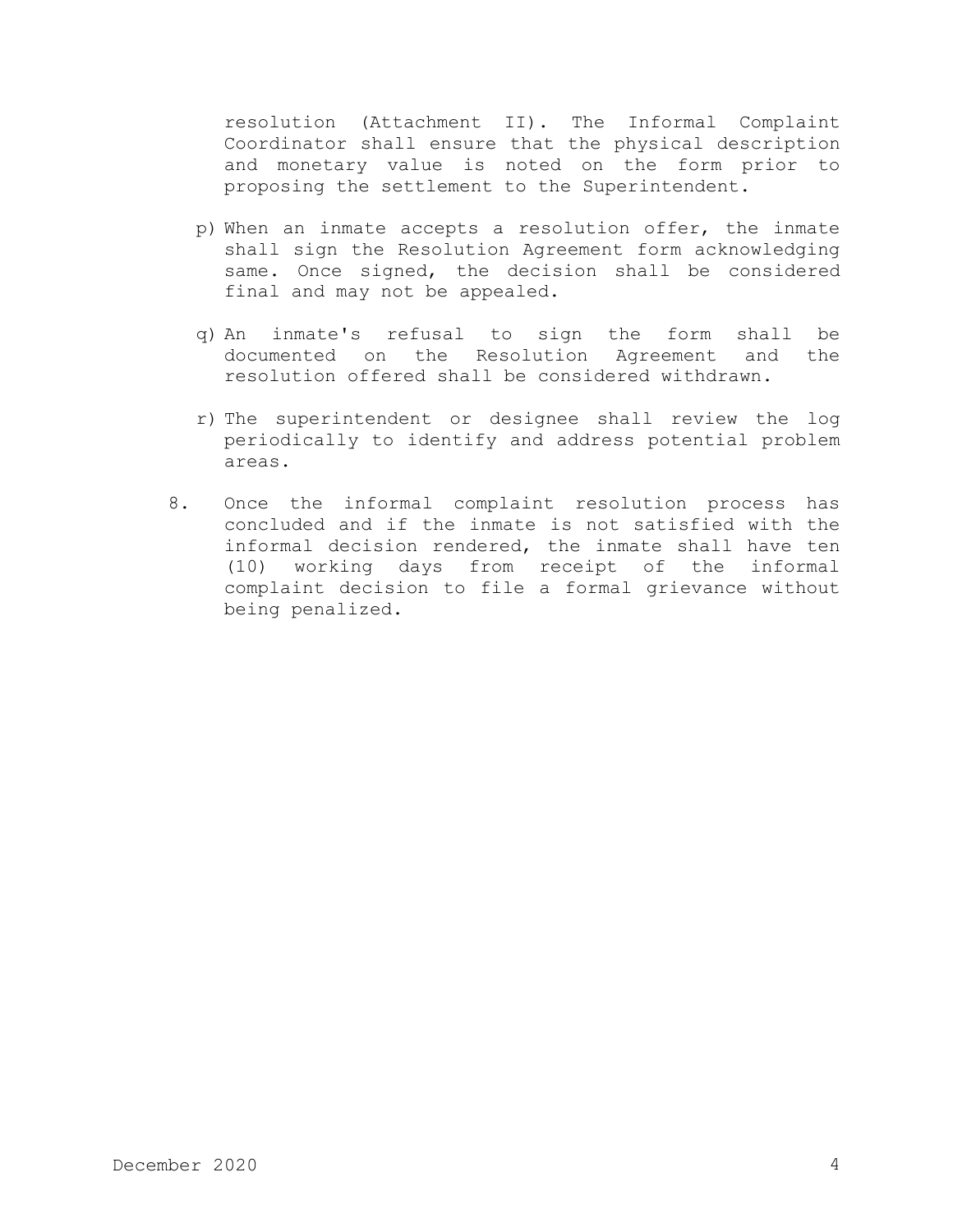resolution (Attachment II). The Informal Complaint Coordinator shall ensure that the physical description and monetary value is noted on the form prior to proposing the settlement to the Superintendent.

p) When an inmate accepts a resolution offer, the inmate shall sign the Resolution Agreement form acknowledging same. Once signed, the decision shall be considered final and may not be appealed.

q) An inmate's refusal to sign the form shall be documented on the Resolution Agreement and the resolution offered shall be considered withdrawn.

r) The superintendent or designee shall review the log periodically to identify and address potential problem areas.

8. Once the informal complaint resolution process has concluded and if the inmate is not satisfied with the informal decision rendered, the inmate shall have ten (10) working days from receipt of the informal complaint decision to file a formal grievance without being penalized.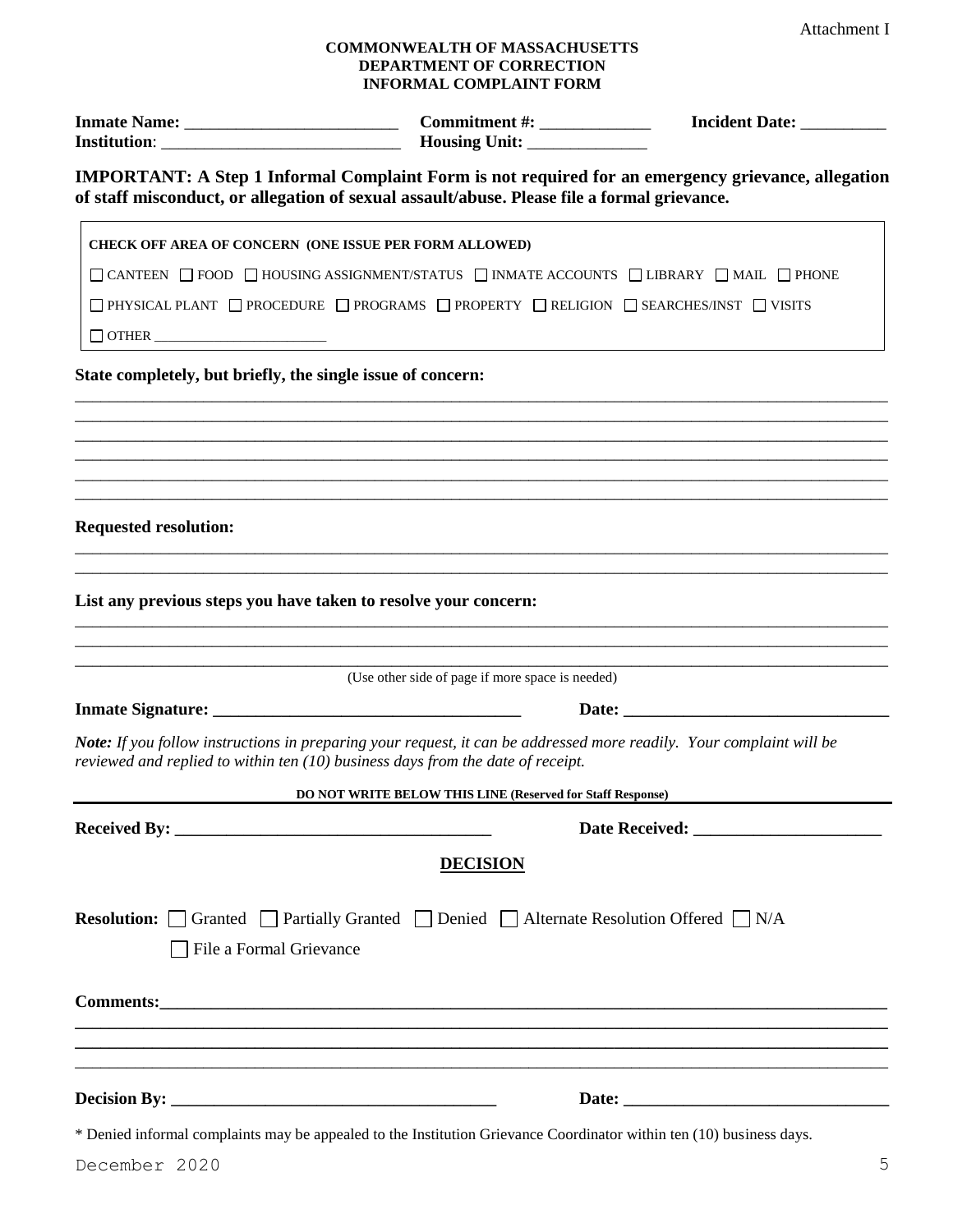Attachment I

**COMMONWEALTH OF MASSACHUSETTS**
**DEPARTMENT OF CORRECTION**
**INFORMAL COMPLAINT FORM**

**Inmate Name:** _________________________ **Commitment #:** _____________ **Incident Date:** __________
**Institution**: ____________________________ **Housing Unit:** ______________

**IMPORTANT: A Step 1 Informal Complaint Form is not required for an emergency grievance, allegation of staff misconduct, or allegation of sexual assault/abuse. Please file a formal grievance.**

**CHECK OFF AREA OF CONCERN (ONE ISSUE PER FORM ALLOWED)**

☐ CANTEEN ☐ FOOD ☐ HOUSING ASSIGNMENT/STATUS ☐ INMATE ACCOUNTS ☐ LIBRARY ☐ MAIL ☐ PHONE

☐ PHYSICAL PLANT ☐ PROCEDURE ☐ PROGRAMS ☐ PROPERTY ☐ RELIGION ☐ SEARCHES/INST ☐ VISITS

☐ OTHER _________________________

**State completely, but briefly, the single issue of concern:**

______________________________________________________________________________________________
______________________________________________________________________________________________
______________________________________________________________________________________________
______________________________________________________________________________________________
______________________________________________________________________________________________
______________________________________________________________________________________________

**Requested resolution:**

______________________________________________________________________________________________
______________________________________________________________________________________________

**List any previous steps you have taken to resolve your concern:**

______________________________________________________________________________________________
______________________________________________________________________________________________
______________________________________________________________________________________________

(Use other side of page if more space is needed)

**Inmate Signature:** ___________________________________ **Date:** _______________________________

***Note:*** *If you follow instructions in preparing your request, it can be addressed more readily. Your complaint will be reviewed and replied to within ten (10) business days from the date of receipt.*

**DO NOT WRITE BELOW THIS LINE (Reserved for Staff Response)**

**Received By:** ____________________________________ **Date Received:** _____________________

**DECISION**

**Resolution:** ☐ Granted ☐ Partially Granted ☐ Denied ☐ Alternate Resolution Offered ☐ N/A

☐ File a Formal Grievance

**Comments:**_________________________________________________________________________________
______________________________________________________________________________________________
______________________________________________________________________________________________
______________________________________________________________________________________________

**Decision By:** ______________________________________ **Date:** _______________________________

\* Denied informal complaints may be appealed to the Institution Grievance Coordinator within ten (10) business days.

December 2020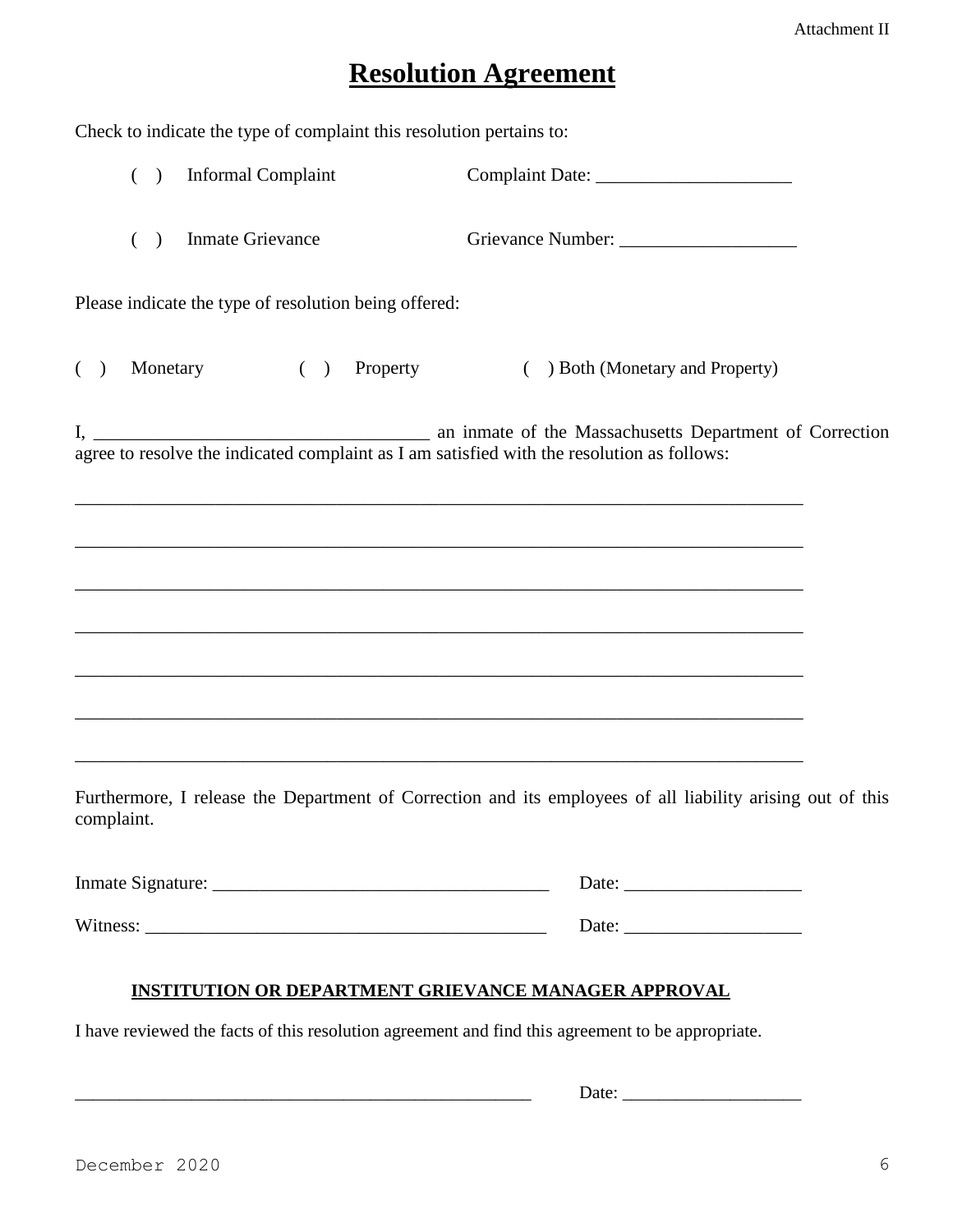Attachment II

# Resolution Agreement

Check to indicate the type of complaint this resolution pertains to:

( ) Informal Complaint  Complaint Date: ____________________

( ) Inmate Grievance  Grievance Number: __________________

Please indicate the type of resolution being offered:

( ) Monetary  ( ) Property  ( ) Both (Monetary and Property)

I, ___________________________________ an inmate of the Massachusetts Department of Correction agree to resolve the indicated complaint as I am satisfied with the resolution as follows:

_____________________________________________________________________________

_____________________________________________________________________________

_____________________________________________________________________________

_____________________________________________________________________________

_____________________________________________________________________________

_____________________________________________________________________________

_____________________________________________________________________________

Furthermore, I release the Department of Correction and its employees of all liability arising out of this complaint.

Inmate Signature: ____________________________________ Date: __________________

Witness: ___________________________________________ Date: __________________

**INSTITUTION OR DEPARTMENT GRIEVANCE MANAGER APPROVAL**

I have reviewed the facts of this resolution agreement and find this agreement to be appropriate.

__________________________________________________ Date: __________________

December 2020